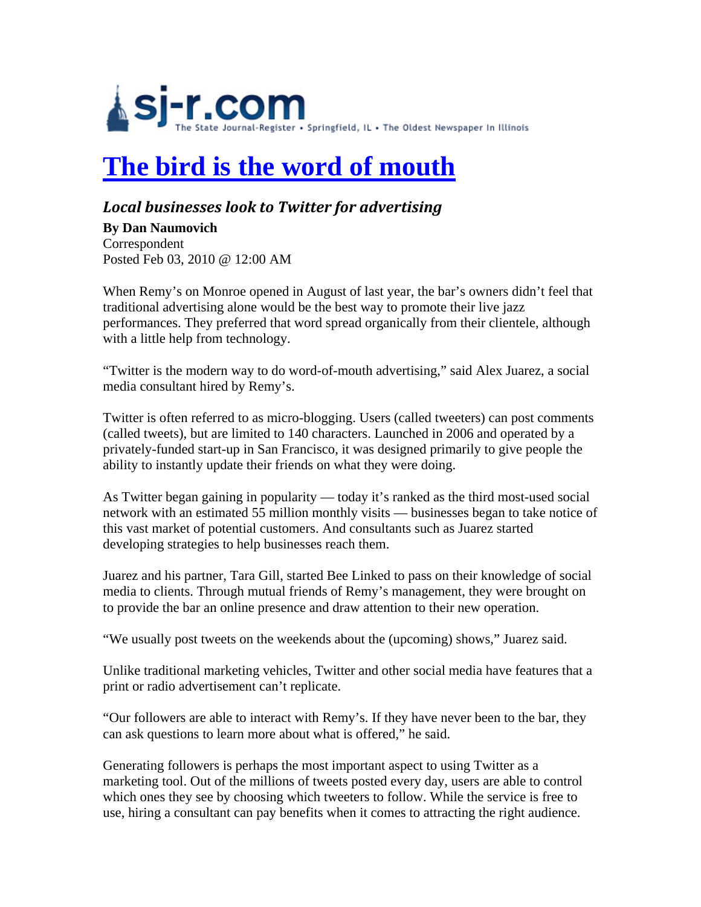sj-r.com The State Journal-Register • Springfield, IL • The Oldest Newspaper In Illinois

# The bird is the word of mouth

### *Local businesses look to Twitter for advertising*

**By Dan Naumovich**
Correspondent
Posted Feb 03, 2010 @ 12:00 AM

When Remy's on Monroe opened in August of last year, the bar's owners didn't feel that traditional advertising alone would be the best way to promote their live jazz performances. They preferred that word spread organically from their clientele, although with a little help from technology.

"Twitter is the modern way to do word-of-mouth advertising," said Alex Juarez, a social media consultant hired by Remy's.

Twitter is often referred to as micro-blogging. Users (called tweeters) can post comments (called tweets), but are limited to 140 characters. Launched in 2006 and operated by a privately-funded start-up in San Francisco, it was designed primarily to give people the ability to instantly update their friends on what they were doing.

As Twitter began gaining in popularity — today it's ranked as the third most-used social network with an estimated 55 million monthly visits — businesses began to take notice of this vast market of potential customers. And consultants such as Juarez started developing strategies to help businesses reach them.

Juarez and his partner, Tara Gill, started Bee Linked to pass on their knowledge of social media to clients. Through mutual friends of Remy's management, they were brought on to provide the bar an online presence and draw attention to their new operation.

"We usually post tweets on the weekends about the (upcoming) shows," Juarez said.

Unlike traditional marketing vehicles, Twitter and other social media have features that a print or radio advertisement can't replicate.

"Our followers are able to interact with Remy's. If they have never been to the bar, they can ask questions to learn more about what is offered," he said.

Generating followers is perhaps the most important aspect to using Twitter as a marketing tool. Out of the millions of tweets posted every day, users are able to control which ones they see by choosing which tweeters to follow. While the service is free to use, hiring a consultant can pay benefits when it comes to attracting the right audience.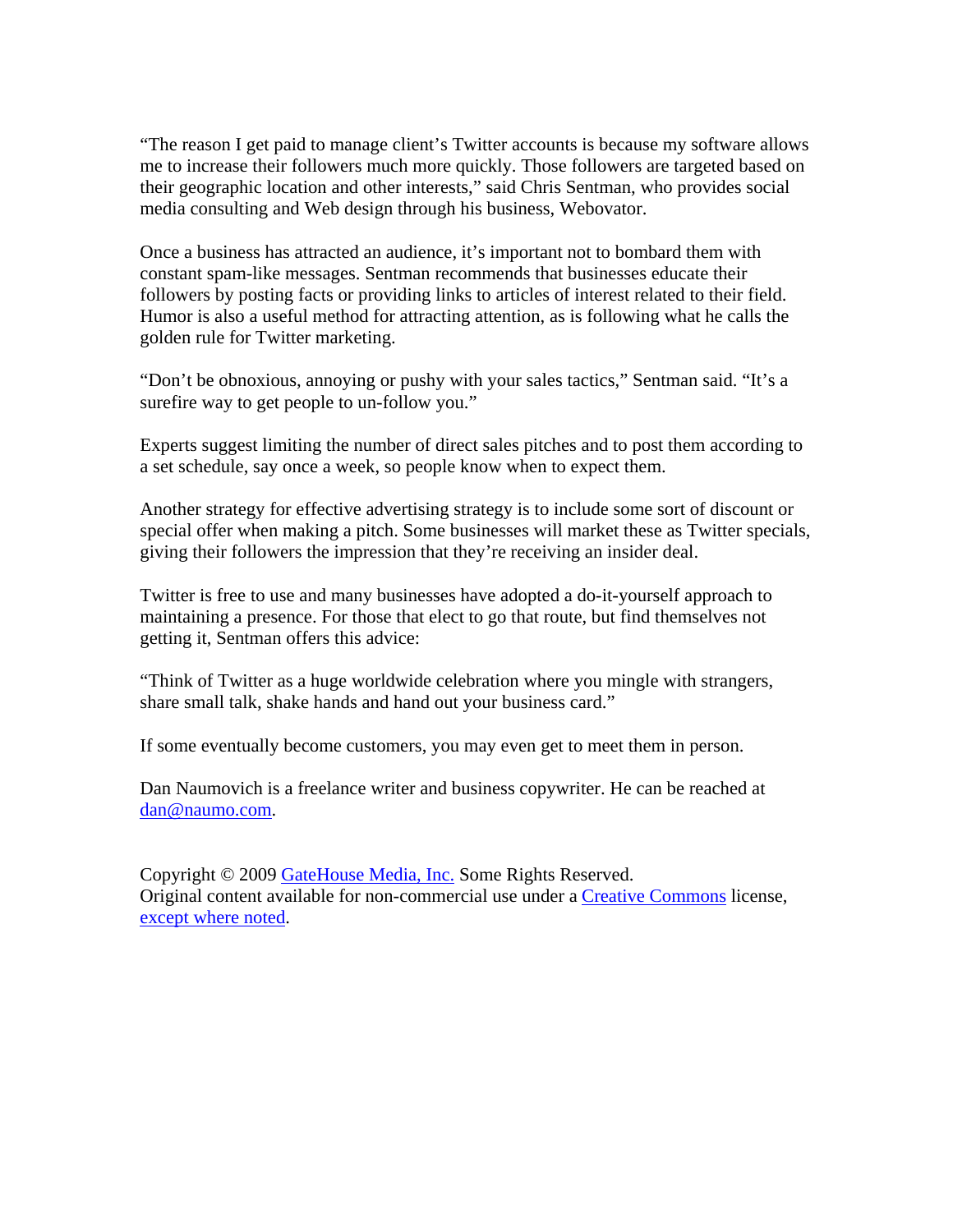"The reason I get paid to manage client's Twitter accounts is because my software allows me to increase their followers much more quickly. Those followers are targeted based on their geographic location and other interests," said Chris Sentman, who provides social media consulting and Web design through his business, Webovator.

Once a business has attracted an audience, it's important not to bombard them with constant spam-like messages. Sentman recommends that businesses educate their followers by posting facts or providing links to articles of interest related to their field. Humor is also a useful method for attracting attention, as is following what he calls the golden rule for Twitter marketing.

"Don't be obnoxious, annoying or pushy with your sales tactics," Sentman said. "It's a surefire way to get people to un-follow you."

Experts suggest limiting the number of direct sales pitches and to post them according to a set schedule, say once a week, so people know when to expect them.

Another strategy for effective advertising strategy is to include some sort of discount or special offer when making a pitch. Some businesses will market these as Twitter specials, giving their followers the impression that they're receiving an insider deal.

Twitter is free to use and many businesses have adopted a do-it-yourself approach to maintaining a presence. For those that elect to go that route, but find themselves not getting it, Sentman offers this advice:

"Think of Twitter as a huge worldwide celebration where you mingle with strangers, share small talk, shake hands and hand out your business card."

If some eventually become customers, you may even get to meet them in person.

Dan Naumovich is a freelance writer and business copywriter. He can be reached at dan@naumo.com.

Copyright © 2009 GateHouse Media, Inc. Some Rights Reserved.
Original content available for non-commercial use under a Creative Commons license, except where noted.